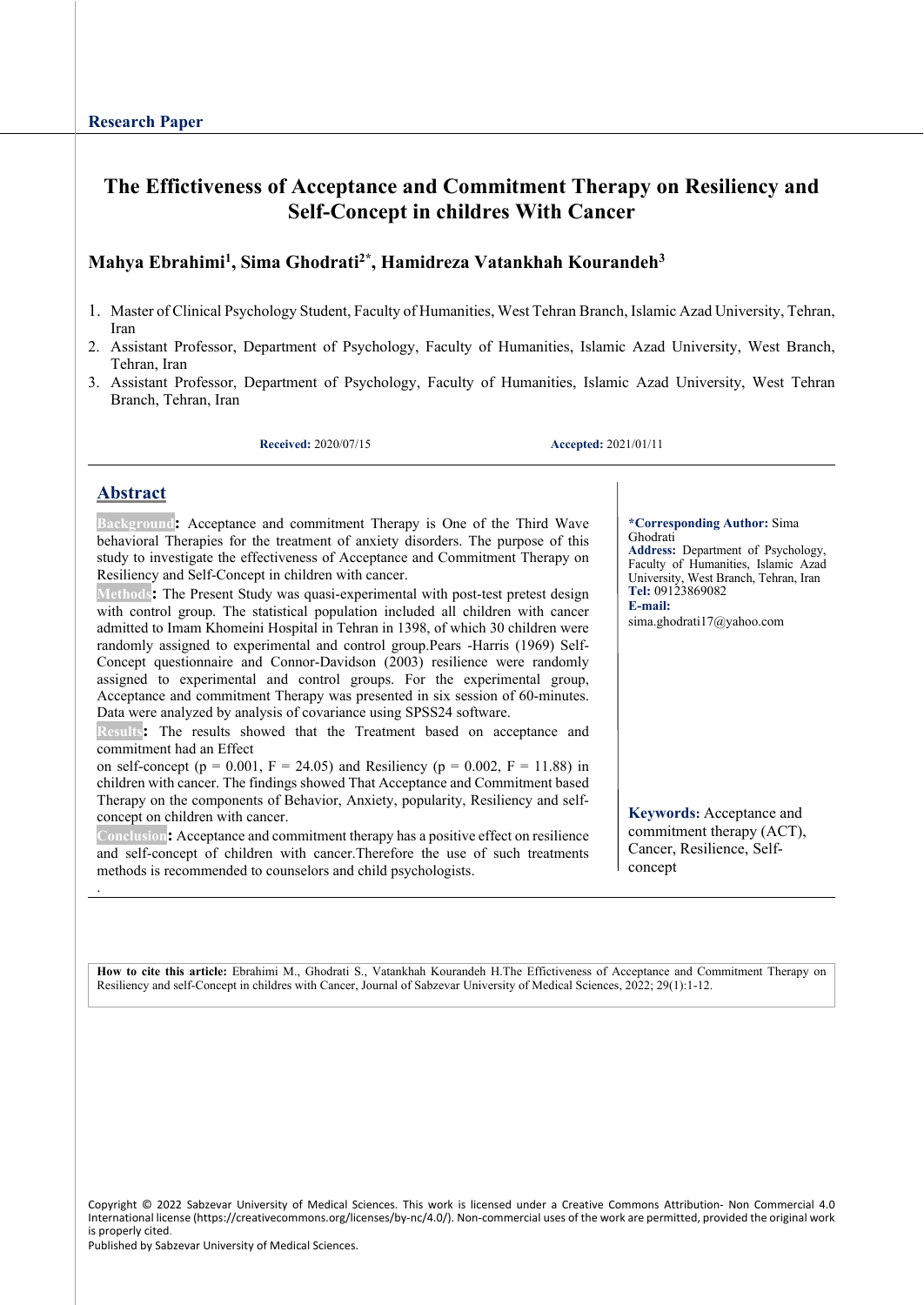**Research Paper**

# The Effectiveness of Acceptance and Commitment Therapy on Resiliency and Self-Concept in childres With Cancer

**Mahya Ebrahimi[1], Sima Ghodrati[2*], Hamidreza Vatankhah Kourandeh[3]**

1. Master of Clinical Psychology Student, Faculty of Humanities, West Tehran Branch, Islamic Azad University, Tehran, Iran
2. Assistant Professor, Department of Psychology, Faculty of Humanities, Islamic Azad University, West Branch, Tehran, Iran
3. Assistant Professor, Department of Psychology, Faculty of Humanities, Islamic Azad University, West Tehran Branch, Tehran, Iran

**Received:** 2020/07/15 **Accepted:** 2021/01/11

## Abstract

**Background:** Acceptance and commitment Therapy is One of the Third Wave behavioral Therapies for the treatment of anxiety disorders. The purpose of this study to investigate the effectiveness of Acceptance and Commitment Therapy on Resiliency and Self-Concept in children with cancer.

**Methods:** The Present Study was quasi-experimental with post-test pretest design with control group. The statistical population included all children with cancer admitted to Imam Khomeini Hospital in Tehran in 1398, of which 30 children were randomly assigned to experimental and control group.Pears -Harris (1969) Self-Concept questionnaire and Connor-Davidson (2003) resilience were randomly assigned to experimental and control groups. For the experimental group, Acceptance and commitment Therapy was presented in six session of 60-minutes. Data were analyzed by analysis of covariance using SPSS24 software.

**Results:** The results showed that the Treatment based on acceptance and commitment had an Effect on self-concept ($p = 0.001$, $F = 24.05$) and Resiliency ($p = 0.002$, $F = 11.88$) in children with cancer. The findings showed That Acceptance and Commitment based Therapy on the components of Behavior, Anxiety, popularity, Resiliency and self-concept on children with cancer.

**Conclusion:** Acceptance and commitment therapy has a positive effect on resilience and self-concept of children with cancer.Therefore the use of such treatments methods is recommended to counselors and child psychologists.

**\*Corresponding Author:** Sima Ghodrati
**Address:** Department of Psychology, Faculty of Humanities, Islamic Azad University, West Branch, Tehran, Iran
**Tel:** 09123869082
**E-mail:** sima.ghodrati17@yahoo.com

**Keywords:** Acceptance and commitment therapy (ACT), Cancer, Resilience, Self-concept

**How to cite this article:** Ebrahimi M., Ghodrati S., Vatankhah Kourandeh H.The Effectiveness of Acceptance and Commitment Therapy on Resiliency and self-Concept in childres with Cancer, Journal of Sabzevar University of Medical Sciences, 2022; 29(1):1-12.

Copyright © 2022 Sabzevar University of Medical Sciences. This work is licensed under a Creative Commons Attribution- Non Commercial 4.0 International license (https://creativecommons.org/licenses/by-nc/4.0/). Non-commercial uses of the work are permitted, provided the original work is properly cited.
Published by Sabzevar University of Medical Sciences.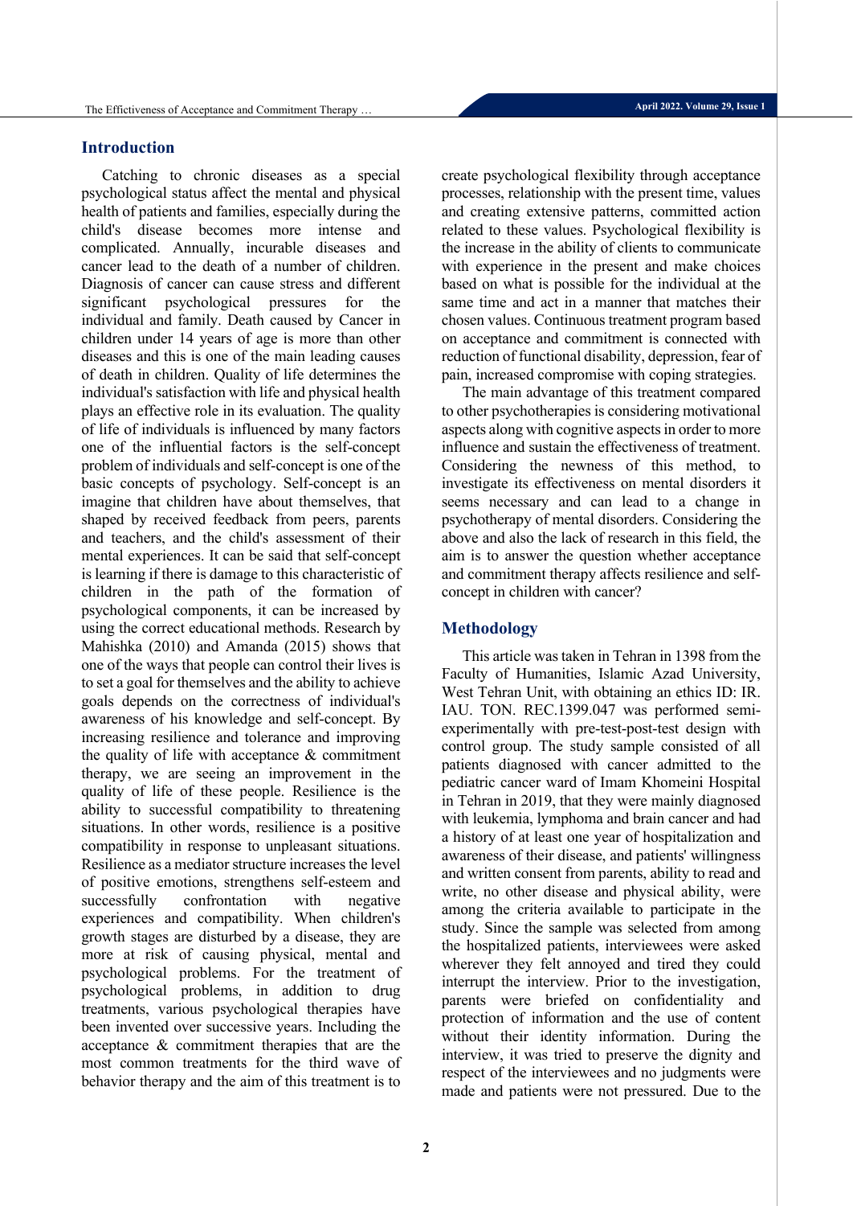## Introduction

Catching to chronic diseases as a special psychological status affect the mental and physical health of patients and families, especially during the child's disease becomes more intense and complicated. Annually, incurable diseases and cancer lead to the death of a number of children. Diagnosis of cancer can cause stress and different significant psychological pressures for the individual and family. Death caused by Cancer in children under 14 years of age is more than other diseases and this is one of the main leading causes of death in children. Quality of life determines the individual's satisfaction with life and physical health plays an effective role in its evaluation. The quality of life of individuals is influenced by many factors one of the influential factors is the self-concept problem of individuals and self-concept is one of the basic concepts of psychology. Self-concept is an imagine that children have about themselves, that shaped by received feedback from peers, parents and teachers, and the child's assessment of their mental experiences. It can be said that self-concept is learning if there is damage to this characteristic of children in the path of the formation of psychological components, it can be increased by using the correct educational methods. Research by Mahishka (2010) and Amanda (2015) shows that one of the ways that people can control their lives is to set a goal for themselves and the ability to achieve goals depends on the correctness of individual's awareness of his knowledge and self-concept. By increasing resilience and tolerance and improving the quality of life with acceptance & commitment therapy, we are seeing an improvement in the quality of life of these people. Resilience is the ability to successful compatibility to threatening situations. In other words, resilience is a positive compatibility in response to unpleasant situations. Resilience as a mediator structure increases the level of positive emotions, strengthens self-esteem and successfully confrontation with negative experiences and compatibility. When children's growth stages are disturbed by a disease, they are more at risk of causing physical, mental and psychological problems. For the treatment of psychological problems, in addition to drug treatments, various psychological therapies have been invented over successive years. Including the acceptance & commitment therapies that are the most common treatments for the third wave of behavior therapy and the aim of this treatment is to create psychological flexibility through acceptance processes, relationship with the present time, values and creating extensive patterns, committed action related to these values. Psychological flexibility is the increase in the ability of clients to communicate with experience in the present and make choices based on what is possible for the individual at the same time and act in a manner that matches their chosen values. Continuous treatment program based on acceptance and commitment is connected with reduction of functional disability, depression, fear of pain, increased compromise with coping strategies.

The main advantage of this treatment compared to other psychotherapies is considering motivational aspects along with cognitive aspects in order to more influence and sustain the effectiveness of treatment. Considering the newness of this method, to investigate its effectiveness on mental disorders it seems necessary and can lead to a change in psychotherapy of mental disorders. Considering the above and also the lack of research in this field, the aim is to answer the question whether acceptance and commitment therapy affects resilience and self-concept in children with cancer?

## Methodology

This article was taken in Tehran in 1398 from the Faculty of Humanities, Islamic Azad University, West Tehran Unit, with obtaining an ethics ID: IR. IAU. TON. REC.1399.047 was performed semi-experimentally with pre-test-post-test design with control group. The study sample consisted of all patients diagnosed with cancer admitted to the pediatric cancer ward of Imam Khomeini Hospital in Tehran in 2019, that they were mainly diagnosed with leukemia, lymphoma and brain cancer and had a history of at least one year of hospitalization and awareness of their disease, and patients' willingness and written consent from parents, ability to read and write, no other disease and physical ability, were among the criteria available to participate in the study. Since the sample was selected from among the hospitalized patients, interviewees were asked wherever they felt annoyed and tired they could interrupt the interview. Prior to the investigation, parents were briefed on confidentiality and protection of information and the use of content without their identity information. During the interview, it was tried to preserve the dignity and respect of the interviewees and no judgments were made and patients were not pressured. Due to the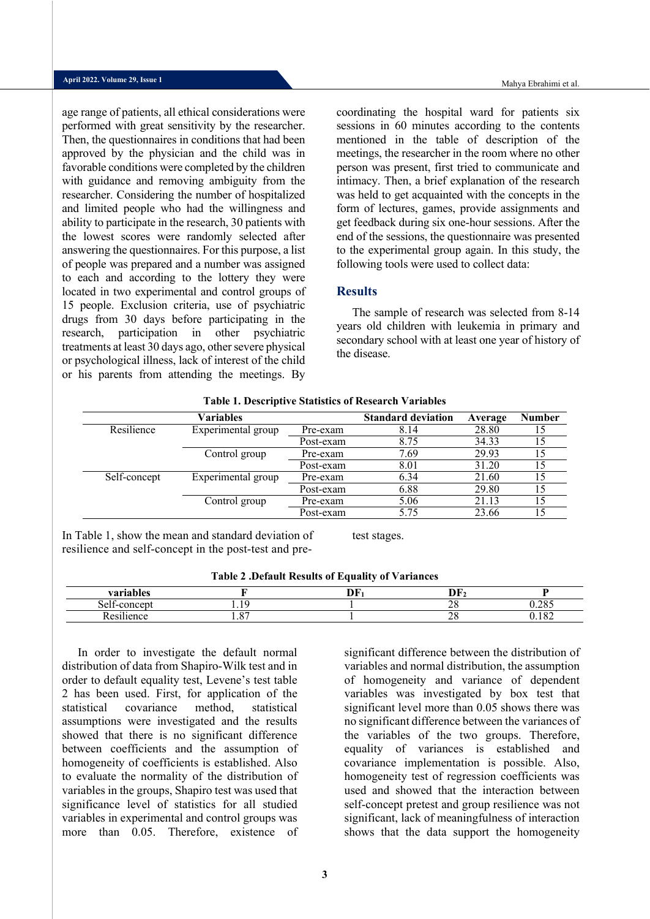age range of patients, all ethical considerations were performed with great sensitivity by the researcher. Then, the questionnaires in conditions that had been approved by the physician and the child was in favorable conditions were completed by the children with guidance and removing ambiguity from the researcher. Considering the number of hospitalized and limited people who had the willingness and ability to participate in the research, 30 patients with the lowest scores were randomly selected after answering the questionnaires. For this purpose, a list of people was prepared and a number was assigned to each and according to the lottery they were located in two experimental and control groups of 15 people. Exclusion criteria, use of psychiatric drugs from 30 days before participating in the research, participation in other psychiatric treatments at least 30 days ago, other severe physical or psychological illness, lack of interest of the child or his parents from attending the meetings. By coordinating the hospital ward for patients six sessions in 60 minutes according to the contents mentioned in the table of description of the meetings, the researcher in the room where no other person was present, first tried to communicate and intimacy. Then, a brief explanation of the research was held to get acquainted with the concepts in the form of lectures, games, provide assignments and get feedback during six one-hour sessions. After the end of the sessions, the questionnaire was presented to the experimental group again. In this study, the following tools were used to collect data:

## Results

The sample of research was selected from 8-14 years old children with leukemia in primary and secondary school with at least one year of history of the disease.

**Table 1. Descriptive Statistics of Research Variables**

| Variables | | | Standard deviation | Average | Number |
|---|---|---|---|---|---|
| Resilience | Experimental group | Pre-exam | 8.14 | 28.80 | 15 |
| | | Post-exam | 8.75 | 34.33 | 15 |
| | Control group | Pre-exam | 7.69 | 29.93 | 15 |
| | | Post-exam | 8.01 | 31.20 | 15 |
| Self-concept | Experimental group | Pre-exam | 6.34 | 21.60 | 15 |
| | | Post-exam | 6.88 | 29.80 | 15 |
| | Control group | Pre-exam | 5.06 | 21.13 | 15 |
| | | Post-exam | 5.75 | 23.66 | 15 |

In Table 1, show the mean and standard deviation of resilience and self-concept in the post-test and pre-test stages.

**Table 2 .Default Results of Equality of Variances**

| variables | F | $DF_1$ | $DF_2$ | P |
|---|---|---|---|---|
| Self-concept | 1.19 | 1 | 28 | 0.285 |
| Resilience | 1.87 | 1 | 28 | 0.182 |

In order to investigate the default normal distribution of data from Shapiro-Wilk test and in order to default equality test, Levene's test table 2 has been used. First, for application of the statistical covariance method, statistical assumptions were investigated and the results showed that there is no significant difference between coefficients and the assumption of homogeneity of coefficients is established. Also to evaluate the normality of the distribution of variables in the groups, Shapiro test was used that significance level of statistics for all studied variables in experimental and control groups was more than 0.05. Therefore, existence of significant difference between the distribution of variables and normal distribution, the assumption of homogeneity and variance of dependent variables was investigated by box test that significant level more than 0.05 shows there was no significant difference between the variances of the variables of the two groups. Therefore, equality of variances is established and covariance implementation is possible. Also, homogeneity test of regression coefficients was used and showed that the interaction between self-concept pretest and group resilience was not significant, lack of meaningfulness of interaction shows that the data support the homogeneity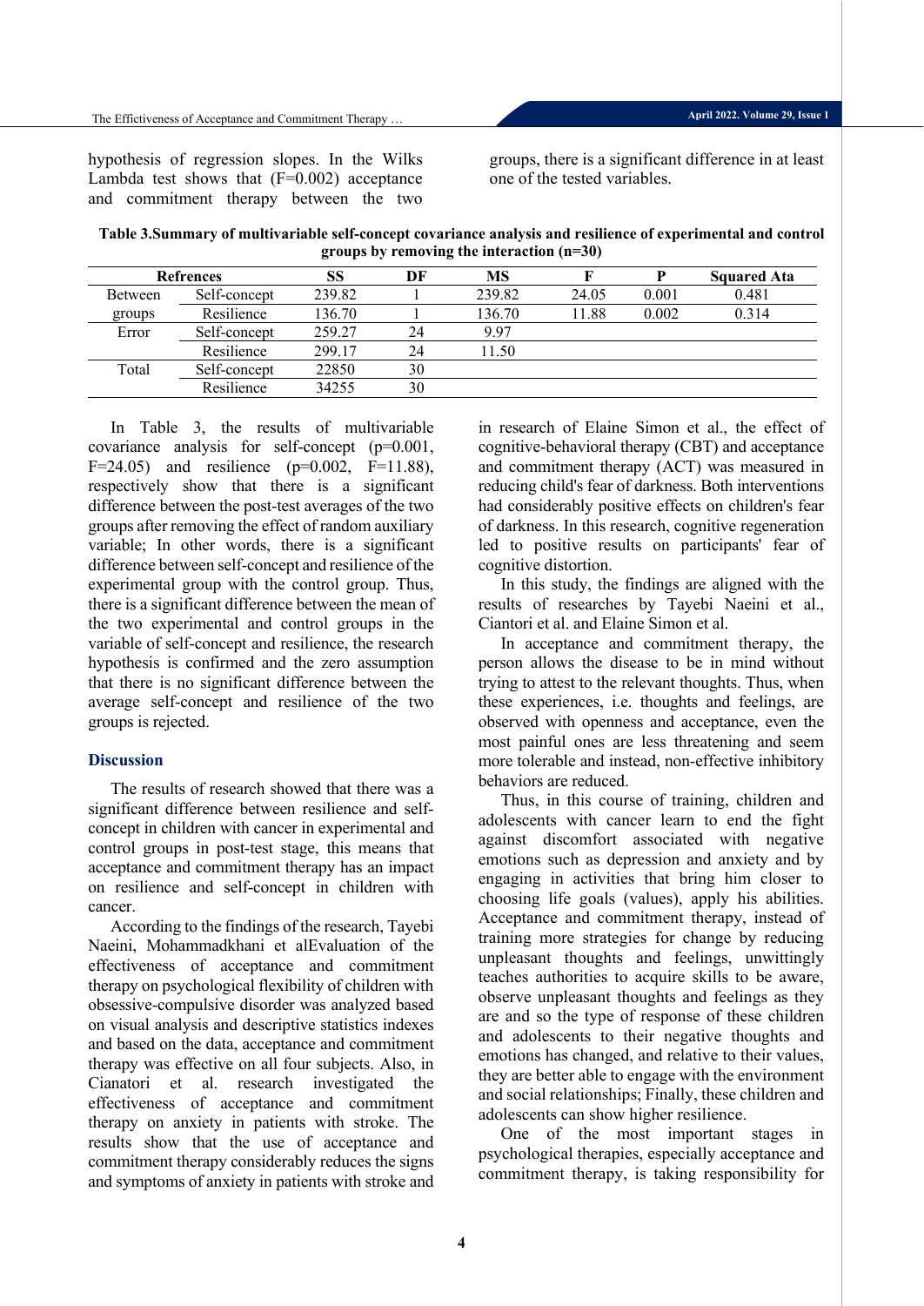hypothesis of regression slopes. In the Wilks Lambda test shows that (F=0.002) acceptance and commitment therapy between the two groups, there is a significant difference in at least one of the tested variables.

**Table 3.Summary of multivariable self-concept covariance analysis and resilience of experimental and control groups by removing the interaction (n=30)**

| Refrences | | SS | DF | MS | F | P | Squared Ata |
|---|---|---|---|---|---|---|---|
| Between groups | Self-concept | 239.82 | 1 | 239.82 | 24.05 | 0.001 | 0.481 |
| | Resilience | 136.70 | 1 | 136.70 | 11.88 | 0.002 | 0.314 |
| Error | Self-concept | 259.27 | 24 | 9.97 | | | |
| | Resilience | 299.17 | 24 | 11.50 | | | |
| Total | Self-concept | 22850 | 30 | | | | |
| | Resilience | 34255 | 30 | | | | |

In Table 3, the results of multivariable covariance analysis for self-concept (p=0.001, F=24.05) and resilience (p=0.002, F=11.88), respectively show that there is a significant difference between the post-test averages of the two groups after removing the effect of random auxiliary variable; In other words, there is a significant difference between self-concept and resilience of the experimental group with the control group. Thus, there is a significant difference between the mean of the two experimental and control groups in the variable of self-concept and resilience, the research hypothesis is confirmed and the zero assumption that there is no significant difference between the average self-concept and resilience of the two groups is rejected.

## Discussion

The results of research showed that there was a significant difference between resilience and self-concept in children with cancer in experimental and control groups in post-test stage, this means that acceptance and commitment therapy has an impact on resilience and self-concept in children with cancer.

According to the findings of the research, Tayebi Naeini, Mohammadkhani et alEvaluation of the effectiveness of acceptance and commitment therapy on psychological flexibility of children with obsessive-compulsive disorder was analyzed based on visual analysis and descriptive statistics indexes and based on the data, acceptance and commitment therapy was effective on all four subjects. Also, in Cianatori et al. research investigated the effectiveness of acceptance and commitment therapy on anxiety in patients with stroke. The results show that the use of acceptance and commitment therapy considerably reduces the signs and symptoms of anxiety in patients with stroke and in research of Elaine Simon et al., the effect of cognitive-behavioral therapy (CBT) and acceptance and commitment therapy (ACT) was measured in reducing child's fear of darkness. Both interventions had considerably positive effects on children's fear of darkness. In this research, cognitive regeneration led to positive results on participants' fear of cognitive distortion.

In this study, the findings are aligned with the results of researches by Tayebi Naeini et al., Ciantori et al. and Elaine Simon et al.

In acceptance and commitment therapy, the person allows the disease to be in mind without trying to attest to the relevant thoughts. Thus, when these experiences, i.e. thoughts and feelings, are observed with openness and acceptance, even the most painful ones are less threatening and seem more tolerable and instead, non-effective inhibitory behaviors are reduced.

Thus, in this course of training, children and adolescents with cancer learn to end the fight against discomfort associated with negative emotions such as depression and anxiety and by engaging in activities that bring him closer to choosing life goals (values), apply his abilities. Acceptance and commitment therapy, instead of training more strategies for change by reducing unpleasant thoughts and feelings, unwittingly teaches authorities to acquire skills to be aware, observe unpleasant thoughts and feelings as they are and so the type of response of these children and adolescents to their negative thoughts and emotions has changed, and relative to their values, they are better able to engage with the environment and social relationships; Finally, these children and adolescents can show higher resilience.

One of the most important stages in psychological therapies, especially acceptance and commitment therapy, is taking responsibility for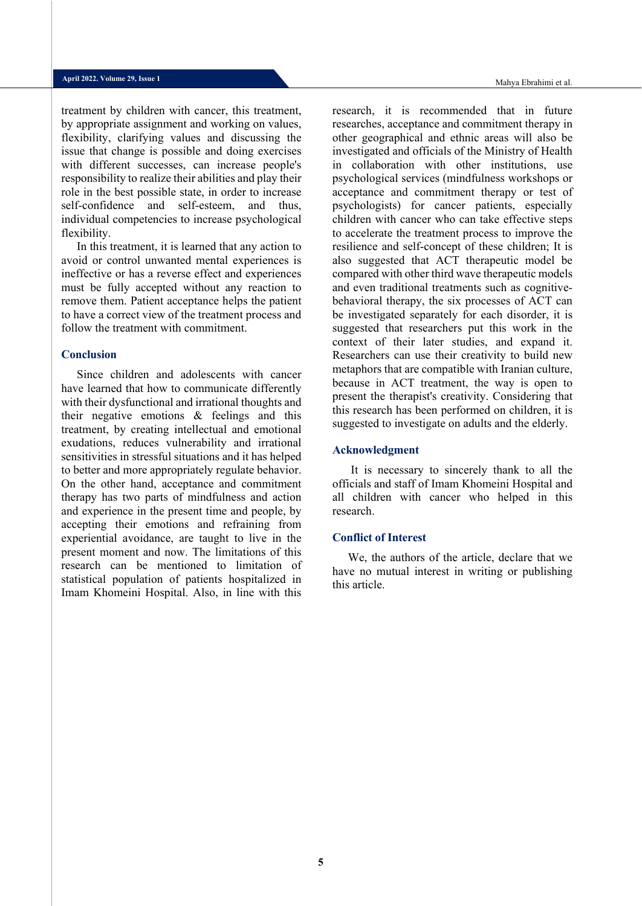treatment by children with cancer, this treatment, by appropriate assignment and working on values, flexibility, clarifying values and discussing the issue that change is possible and doing exercises with different successes, can increase people's responsibility to realize their abilities and play their role in the best possible state, in order to increase self-confidence and self-esteem, and thus, individual competencies to increase psychological flexibility.

In this treatment, it is learned that any action to avoid or control unwanted mental experiences is ineffective or has a reverse effect and experiences must be fully accepted without any reaction to remove them. Patient acceptance helps the patient to have a correct view of the treatment process and follow the treatment with commitment.

## Conclusion

Since children and adolescents with cancer have learned that how to communicate differently with their dysfunctional and irrational thoughts and their negative emotions & feelings and this treatment, by creating intellectual and emotional exudations, reduces vulnerability and irrational sensitivities in stressful situations and it has helped to better and more appropriately regulate behavior. On the other hand, acceptance and commitment therapy has two parts of mindfulness and action and experience in the present time and people, by accepting their emotions and refraining from experiential avoidance, are taught to live in the present moment and now. The limitations of this research can be mentioned to limitation of statistical population of patients hospitalized in Imam Khomeini Hospital. Also, in line with this research, it is recommended that in future researches, acceptance and commitment therapy in other geographical and ethnic areas will also be investigated and officials of the Ministry of Health in collaboration with other institutions, use psychological services (mindfulness workshops or acceptance and commitment therapy or test of psychologists) for cancer patients, especially children with cancer who can take effective steps to accelerate the treatment process to improve the resilience and self-concept of these children; It is also suggested that ACT therapeutic model be compared with other third wave therapeutic models and even traditional treatments such as cognitive-behavioral therapy, the six processes of ACT can be investigated separately for each disorder, it is suggested that researchers put this work in the context of their later studies, and expand it. Researchers can use their creativity to build new metaphors that are compatible with Iranian culture, because in ACT treatment, the way is open to present the therapist's creativity. Considering that this research has been performed on children, it is suggested to investigate on adults and the elderly.

## Acknowledgment

It is necessary to sincerely thank to all the officials and staff of Imam Khomeini Hospital and all children with cancer who helped in this research.

## Conflict of Interest

We, the authors of the article, declare that we have no mutual interest in writing or publishing this article.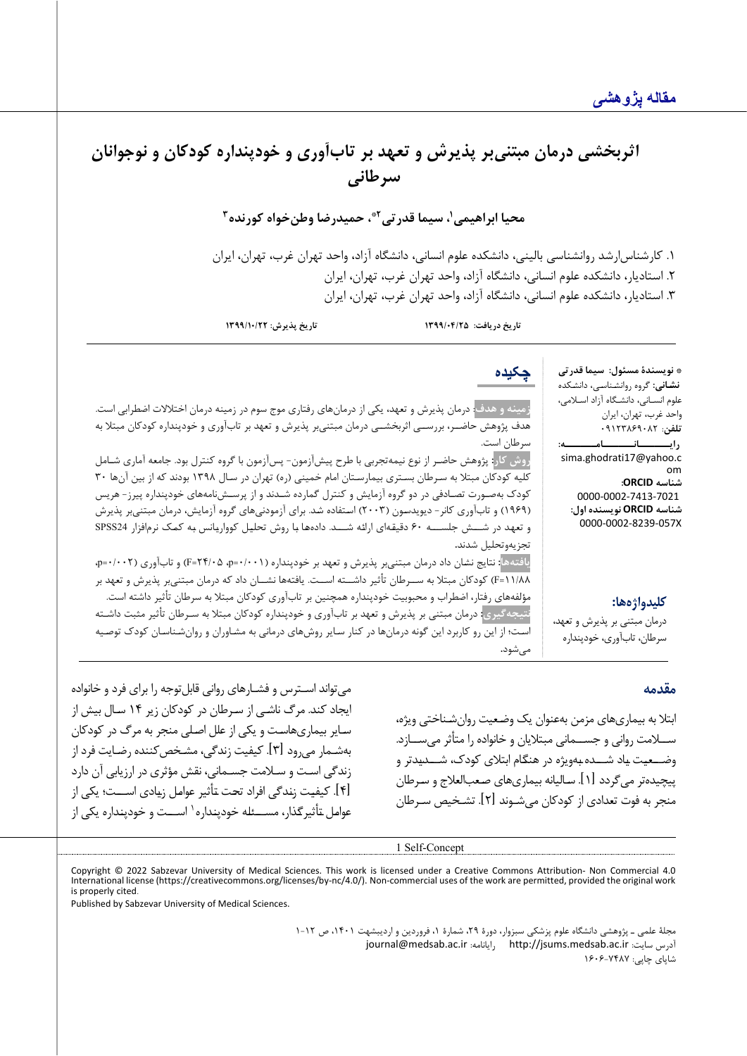**مقاله پژوهشی**

# اثربخشی درمان مبتنی‌بر پذیرش و تعهد بر تاب‌آوری و خودپنداره کودکان و نوجوانان سرطانی

**محیا ابراهیمی[1]، سیما قدرتی[2]*، حمیدرضا وطن‌خواه کورنده[3]**

۱. کارشناس‌ارشد روانشناسی بالینی، دانشکده علوم انسانی، دانشگاه آزاد، واحد تهران غرب، تهران، ایران
۲. استادیار، دانشکده علوم انسانی، دانشگاه آزاد، واحد تهران غرب، تهران، ایران
۳. استادیار، دانشکده علوم انسانی، دانشگاه آزاد، واحد تهران غرب، تهران، ایران

**تاریخ دریافت: ۱۳۹۹/۰۴/۲۵** **تاریخ پذیرش: ۱۳۹۹/۱۰/۲۲**

* **نویسندهٔ مسئول: سیما قدرتی**
**نشانی:** گروه روانشناسی، دانشکده علوم انسانی، دانشگاه آزاد اسلامی، واحد غرب، تهران، ایران
**تلفن:** ۰۹۱۲۳۸۶۹۰۸۲
**رایانامه:** sima.ghodrati17@yahoo.com
**شناسه ORCID:** 0000-0002-7413-7021
**شناسه ORCID نویسنده اول:** 0000-0002-8239-057X

**کلیدواژه‌ها:**
درمان مبتنی بر پذیرش و تعهد، سرطان، تاب‌آوری، خودپنداره

## چکیده

**زمینه و هدف:** درمان پذیرش و تعهد، یکی از درمان‌های رفتاری موج سوم در زمینه درمان اختلالات اضطرابی است. هدف پژوهش حاضر، بررسی اثربخشی درمان مبتنی‌بر پذیرش و تعهد بر تاب‌آوری و خودپنداره کودکان مبتلا به سرطان است.

**روش کار:** پژوهش حاضر از نوع نیمه‌تجربی با طرح پیش‌آزمون- پس‌آزمون با گروه کنترل بود. جامعه آماری شامل کلیه کودکان مبتلا به سرطان بستری بیمارستان امام خمینی (ره) تهران در سال ۱۳۹۸ بودند که از بین آن‌ها ۳۰ کودک به‌صورت تصادفی در دو گروه آزمایش و کنترل گمارده شدند و از پرسش‌نامه‌های خودپنداره پیرز- هریس (۱۹۶۹) و تاب‌آوری کانر- دیویدسون (۲۰۰۳) استفاده شد. برای آزمودنی‌های گروه آزمایش، درمان مبتنی‌بر پذیرش و تعهد در شش جلسه ۶۰ دقیقه‌ای ارائه شد. داده‌ها با روش تحلیل کوواریانس به کمک نرم‌افزار SPSS24 تجزیه‌وتحلیل شدند.

**یافته‌ها:** نتایج نشان داد درمان مبتنی‌بر پذیرش و تعهد بر خودپنداره ($p=0/001$، $F=24/05$) و تاب‌آوری ($p=0/002$، $F=11/88$) کودکان مبتلا به سرطان تأثیر داشته است. یافته‌ها نشان داد که درمان مبتنی‌بر پذیرش و تعهد بر مؤلفه‌های رفتار، اضطراب و محبوبیت خودپنداره همچنین بر تاب‌آوری کودکان مبتلا به سرطان تأثیر داشته است.

**نتیجه‌گیری:** درمان مبتنی بر پذیرش و تعهد بر تاب‌آوری و خودپنداره کودکان مبتلا به سرطان تأثیر مثبت داشته است؛ از این رو کاربرد این گونه درمان‌ها در کنار سایر روش‌های درمانی به مشاوران و روان‌شناسان کودک توصیه می‌شود.

## مقدمه

ابتلا به بیماری‌های مزمن به‌عنوان یک وضعیت روان‌شناختی ویژه، سلامت روانی و جسمانی مبتلایان و خانواده را متأثر می‌سازد. وضعیت یاد شده به‌ویژه در هنگام ابتلای کودک، شدیدتر و پیچیده‌تر می‌گردد [1]. سالیانه بیماری‌های صعب‌العلاج و سرطان منجر به فوت تعدادی از کودکان می‌شوند [2]. تشخیص سرطان می‌تواند استرس و فشارهای روانی قابل‌توجه را برای فرد و خانواده ایجاد کند. مرگ ناشی از سرطان در کودکان زیر ۱۴ سال بیش از سایر بیماری‌هاست و یکی از علل اصلی منجر به مرگ در کودکان به‌شمار می‌رود [3]. کیفیت زندگی، مشخص‌کننده رضایت فرد از زندگی است و سلامت جسمانی، نقش مؤثری در ارزیابی آن دارد [4]. کیفیت زندگی افراد تحت تأثیر عوامل زیادی است؛ یکی از عوامل تأثیرگذار، مسئله خودپنداره[1] است و خودپنداره یکی از

1 Self-Concept

Copyright © 2022 Sabzevar University of Medical Sciences. This work is licensed under a Creative Commons Attribution- Non Commercial 4.0 International license (https://creativecommons.org/licenses/by-nc/4.0/). Non-commercial uses of the work are permitted, provided the original work is properly cited.
Published by Sabzevar University of Medical Sciences.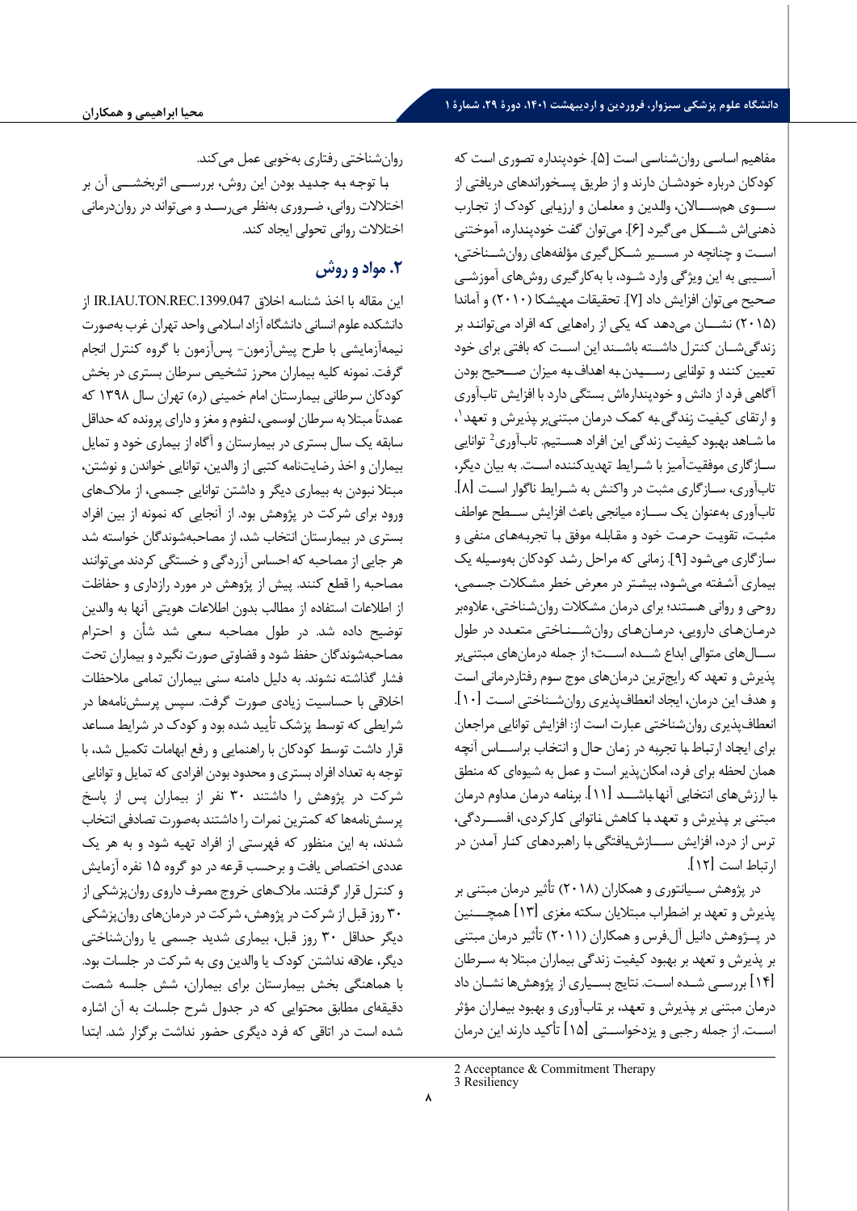مفاهیم اساسی روان‌شناسی است [۵]. خودپنداره تصوری است که کودکان درباره خودشـان دارند و از طریق پسـخوراندهای دریافتی از ســوی هم‌ســالان، والدین و معلمان و ارزیابی کودک از تجارب ذهنی‌اش شــکل می‌گیرد [۶]. می‌توان گفت خودپنداره، آموختنی اســت و چنانچه در مســیر شــکل‌گیری مؤلفه‌های روان‌شــناختی، آسـیبی به این ویژگی وارد شـود، با به‌کارگیری روش‌های آموزشـی صحیح می‌توان افزایش داد [۷]. تحقیقات مهیشـکا (۲۰۱۰) و آماندا (۲۰۱۵) نشـــان می‌دهد که یکی از راه‌هایی که افراد می‌توانند بر زندگی‌شـان کنترل داشـته باشـند این اسـت که بافتی برای خود تعیین کنند و توانایی رســیدن به اهداف به میزان صــحیح بودن آگاهی فرد از دانش و خودپنداره‌اش بستگی دارد با افزایش تاب‌آوری و ارتقای کیفیت زندگی به کمک درمان مبتنی‌بر پذیرش و تعهد[1]، ما شـاهد بهبود کیفیت زندگی این افراد هسـتیم. تاب‌آوری[2] توانایی سـازگاری موفقیت‌آمیز با شـرایط تهدیدکننده اسـت. به بیان دیگر، تاب‌آوری، سـازگاری مثبت در واکنش به شـرایط ناگوار اسـت [۸]. تاب‌آوری به‌عنوان یک ســازه میانجی باعث افزایش ســطح عواطف مثبت، تقویت حرمت خود و مقابله موفق با تجربه‌های منفی و سازگاری می‌شود [۹]. زمانی که مراحل رشد کودکان به‌وسیله یک بیماری آشفته می‌شود، بیشتر در معرض خطر مشکلات جسمی، روحی و روانی هستند؛ برای درمان مشکلات روان‌شناختی، علاوه‌بر درمـان‌هـای دارویی، درمـان‌هـای روان‌شــنـاختی متعـدد در طول ســال‌های متوالی ابداع شــده اســت؛ از جمله درمان‌های مبتنی‌بر پذیرش و تعهد که رایج‌ترین درمان‌های موج سوم رفتاردرمانی است و هدف این درمان، ایجاد انعطاف‌پذیری روان‌شــناختی اســت [۱۰]. انعطاف‌پذیری روان‌شناختی عبارت است از: افزایش توانایی مراجعان برای ایجاد ارتباط با تجربه در زمان حال و انتخاب براســـاس آنچه همان لحظه برای فرد، امکان‌پذیر است و عمل به شیوه‌ای که منطق با ارزش‌های انتخابی آنها باشــد [۱۱]. برنامه درمان مداوم درمان مبتنی بر پذیرش و تعهد با کاهش ناتوانی کارکردی، افســـردگی، ترس از درد، افزایش ســـازش‌یافتگی با راهبردهای کنار آمدن در ارتباط است [۱۲].

در پژوهش سـیانتوری و همکاران (۲۰۱۸) تأثیر درمان مبتنی بر پذیرش و تعهد بر اضطراب مبتلایان سکته مغزی [۱۳] همچـــنین در پــژوهش دانیل آل‌فرس و همکاران (۲۰۱۱) تأثیر درمان مبتنی بر پذیرش و تعهد بر بهبود کیفیت زندگی بیماران مبتلا به سـرطان [۱۴] بررسـی شـده اسـت. نتایج بسـیاری از پژوهش‌ها نشـان داد درمان مبتنی بر پذیرش و تعهد، بر تاب‌آوری و بهبود بیماران مؤثر اســت. از جمله رجبی و یزدخواســتی [۱۵] تأکید دارند این درمان روان‌شناختی رفتاری به‌خوبی عمل می‌کند.

با توجه به جدید بودن این روش، بررســـی اثربخشــی آن بر اختلالات روانی، ضـروری به‌نظر می‌رسـد و می‌تواند در روان‌درمانی اختلالات روانی تحولی ایجاد کند.

## ۲. مواد و روش

این مقاله با اخذ شناسه اخلاق IR.IAU.TON.REC.1399.047 از دانشکده علوم انسانی دانشگاه آزاد اسلامی واحد تهران غرب به‌صورت نیمه‌آزمایشی با طرح پیش‌آزمون- پس‌آزمون با گروه کنترل انجام گرفت. نمونه کلیه بیماران محرز تشخیص سرطان بستری در بخش کودکان سرطانی بیمارستان امام خمینی (ره) تهران سال ۱۳۹۸ که عمدتاً مبتلا به سرطان لوسمی، لنفوم و مغز و دارای پرونده که حداقل سابقه یک سال بستری در بیمارستان و آگاه از بیماری خود و تمایل بیماران و اخذ رضایت‌نامه کتبی از والدین، توانایی خواندن و نوشتن، مبتلا نبودن به بیماری دیگر و داشتن توانایی جسمی، از ملاک‌های ورود برای شرکت در پژوهش بود. از آنجایی که نمونه از بین افراد بستری در بیمارستان انتخاب شد، از مصاحبه‌شوندگان خواسته شد هر جایی از مصاحبه که احساس آزردگی و خستگی کردند می‌توانند مصاحبه را قطع کنند. پیش از پژوهش در مورد رازداری و حفاظت از اطلاعات استفاده از مطالب بدون اطلاعات هویتی آنها به والدین توضیح داده شد. در طول مصاحبه سعی شد شأن و احترام مصاحبه‌شوندگان حفظ شود و قضاوتی صورت نگیرد و بیماران تحت فشار گذاشته نشوند. به دلیل دامنه سنی بیماران تمامی ملاحظات اخلاقی با حساسیت زیادی صورت گرفت. سپس پرسش‌نامه‌ها در شرایطی که توسط پزشک تأیید شده بود و کودک در شرایط مساعد قرار داشت توسط کودکان با راهنمایی و رفع ابهامات تکمیل شد، با توجه به تعداد افراد بستری و محدود بودن افرادی که تمایل و توانایی شرکت در پژوهش را داشتند ۳۰ نفر از بیماران پس از پاسخ پرسش‌نامه‌ها که کمترین نمرات را داشتند به‌صورت تصادفی انتخاب شدند، به این منظور که فهرستی از افراد تهیه شود و به هر یک عددی اختصاص یافت و برحسب قرعه در دو گروه ۱۵ نفره آزمایش و کنترل قرار گرفتند. ملاک‌های خروج مصرف داروی روان‌پزشکی از ۳۰ روز قبل از شرکت در پژوهش، شرکت در درمان‌های روان‌پزشکی دیگر حداقل ۳۰ روز قبل، بیماری شدید جسمی یا روان‌شناختی دیگر، علاقه نداشتن کودک یا والدین وی به شرکت در جلسات بود. با هماهنگی بخش بیمارستان برای بیماران، شش جلسه شصت دقیقه‌ای مطابق محتوایی که در جدول شرح جلسات به آن اشاره شده است در اتاقی که فرد دیگری حضور نداشت برگزار شد. ابتدا

---

2 Acceptance & Commitment Therapy
3 Resiliency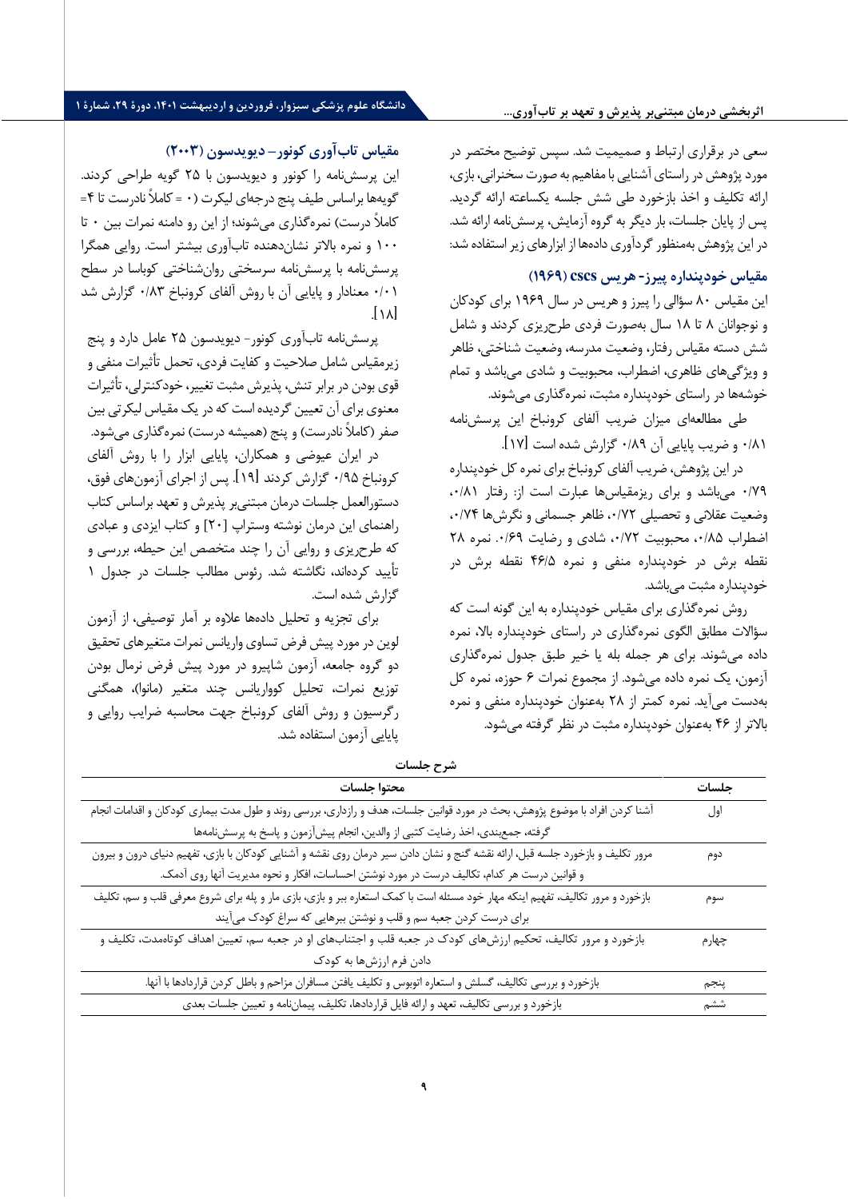سعی در برقراری ارتباط و صمیمیت شد. سپس توضیح مختصر در مورد پژوهش در راستای آشنایی با مفاهیم به صورت سخنرانی، بازی، ارائه تکلیف و اخذ بازخورد طی شش جلسه یکساعته ارائه گردید. پس از پایان جلسات، بار دیگر به گروه آزمایش، پرسش‌نامه ارائه شد. در این پژوهش به‌منظور گردآوری داده‌ها از ابزارهای زیر استفاده شد:

### مقیاس خودپنداره پیرز- هریس cscs (۱۹۶۹)

این مقیاس ۸۰ سؤالی را پیرز و هریس در سال ۱۹۶۹ برای کودکان و نوجوانان ۸ تا ۱۸ سال به‌صورت فردی طرح‌ریزی کردند و شامل شش دسته مقیاس رفتار، وضعیت مدرسه، وضعیت شناختی، ظاهر و ویژگی‌های ظاهری، اضطراب، محبوبیت و شادی می‌باشد و تمام خوشه‌ها در راستای خودپنداره مثبت، نمره‌گذاری می‌شوند.

طی مطالعه‌ای میزان ضریب آلفای کرونباخ این پرسش‌نامه ۰/۸۱ و ضریب پایایی آن ۰/۸۹ گزارش شده است [۱۷].

در این پژوهش، ضریب آلفای کرونباخ برای نمره کل خودپنداره ۰/۷۹ می‌باشد و برای ریزمقیاس‌ها عبارت است از: رفتار ۰/۸۱، وضعیت عقلانی و تحصیلی ۰/۷۲، ظاهر جسمانی و نگرش‌ها ۰/۷۴، اضطراب ۰/۸۵، محبوبیت ۰/۷۲، شادی و رضایت ۰/۶۹. نمره ۲۸ نقطه برش در خودپنداره منفی و نمره ۴۶/۵ نقطه برش در خودپنداره مثبت می‌باشد.

روش نمره‌گذاری برای مقیاس خودپنداره به این گونه است که سؤالات مطابق الگوی نمره‌گذاری در راستای خودپنداره بالا، نمره داده می‌شوند. برای هر جمله بله یا خیر طبق جدول نمره‌گذاری آزمون، یک نمره داده می‌شود. از مجموع نمرات ۶ حوزه، نمره کل به‌دست می‌آید. نمره کمتر از ۲۸ به‌عنوان خودپنداره منفی و نمره بالاتر از ۴۶ به‌عنوان خودپنداره مثبت در نظر گرفته می‌شود.

### مقیاس تاب‌آوری کونور– دیویدسون (۲۰۰۳)

این پرسش‌نامه را کونور و دیویدسون با ۲۵ گویه طراحی کردند. گویه‌ها براساس طیف پنج درجه‌ای لیکرت (۰ = کاملاً نادرست تا ۴= کاملاً درست) نمره‌گذاری می‌شوند؛ از این رو دامنه نمرات بین ۰ تا ۱۰۰ و نمره بالاتر نشان‌دهنده تاب‌آوری بیشتر است. روایی همگرا پرسش‌نامه با پرسش‌نامه سرسختی روان‌شناختی کوباسا در سطح ۰/۰۱ معنادار و پایایی آن با روش آلفای کرونباخ ۰/۸۳ گزارش شد [۱۸].

پرسش‌نامه تاب‌آوری کونور- دیویدسون ۲۵ عامل دارد و پنج زیرمقیاس شامل صلاحیت و کفایت فردی، تحمل تأثیرات منفی و قوی بودن در برابر تنش، پذیرش مثبت تغییر، خودکنترلی، تأثیرات معنوی برای آن تعیین گردیده است که در یک مقیاس لیکرتی بین صفر (کاملاً نادرست) و پنج (همیشه درست) نمره‌گذاری می‌شود.

در ایران عیوضی و همکاران، پایایی ابزار را با روش آلفای کرونباخ ۰/۹۵ گزارش کردند [۱۹]. پس از اجرای آزمون‌های فوق، دستورالعمل جلسات درمان مبتنی‌بر پذیرش و تعهد براساس کتاب راهنمای این درمان نوشته وسترالپ [۲۰] و کتاب ایزدی و عبادی که طرح‌ریزی و روایی آن را چند متخصص این حیطه، بررسی و تأیید کرده‌اند، نگاشته شد. رئوس مطالب جلسات در جدول ۱ گزارش شده است.

برای تجزیه و تحلیل داده‌ها علاوه بر آمار توصیفی، از آزمون لوین در مورد پیش فرض تساوی واریانس نمرات متغیرهای تحقیق دو گروه جامعه، آزمون شاپیرو در مورد پیش فرض نرمال بودن توزیع نمرات، تحلیل کوواریانس چند متغیر (مانوا)، همگنی رگرسیون و روش آلفای کرونباخ جهت محاسبه ضرایب روایی و پایایی آزمون استفاده شد.

**شرح جلسات**

| جلسات | محتوا جلسات |
|---|---|
| اول | آشنا کردن افراد با موضوع پژوهش، بحث در مورد قوانین جلسات، هدف و رازداری، بررسی روند و طول مدت بیماری کودکان و اقدامات انجام گرفته، جمع‌بندی، اخذ رضایت کتبی از والدین، انجام پیش‌آزمون و پاسخ به پرسش‌نامه‌ها |
| دوم | مرور تکلیف و بازخورد جلسه قبل، ارائه نقشه گنج و نشان دادن سیر درمان روی نقشه و آشنایی کودکان با بازی، تفهیم دنیای درون و بیرون و قوانین درست هر کدام، تکالیف درست در مورد نوشتن احساسات، افکار و نحوه مدیریت آنها روی آدمک. |
| سوم | بازخورد و مرور تکالیف، تفهیم اینکه مهار خود مسئله است با کمک استعاره ببر و بازی، بازی مار و پله برای شروع معرفی قلب و سم، تکلیف برای درست کردن جعبه سم و قلب و نوشتن ببرهایی که سراغ کودک می‌آیند |
| چهارم | بازخورد و مرور تکالیف، تحکیم ارزش‌های کودک در جعبه قلب و اجتناب‌های او در جعبه سم، تعیین اهداف کوتاه‌مدت، تکلیف و دادن فرم ارزش‌ها به کودک |
| پنجم | بازخورد و بررسی تکالیف، گسلش و استعاره اتوبوس و تکلیف یافتن مسافران مزاحم و باطل کردن قراردادها با آنها. |
| ششم | بازخورد و بررسی تکالیف، تعهد و ارائه فایل قراردادها، تکلیف، پیمان‌نامه و تعیین جلسات بعدی |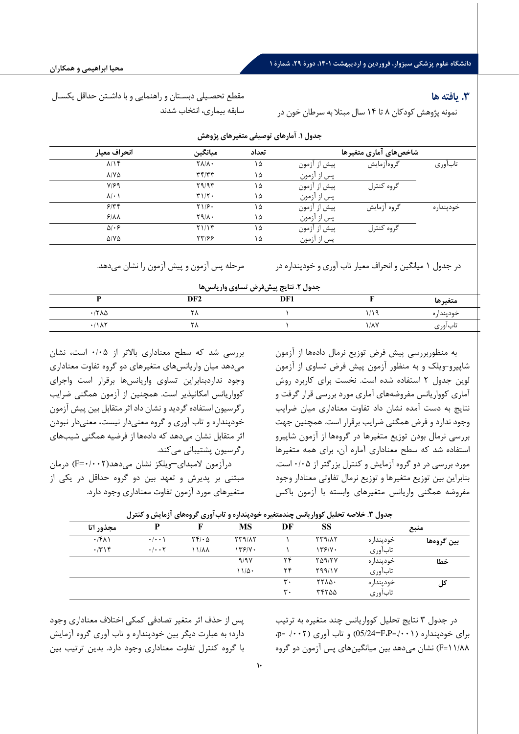## ۳. یافته ها

نمونه پژوهش کودکان ۸ تا ۱۴ سال مبتلا به سرطان خون در مقطع تحصیلی دبستان و راهنمایی و با داشتن حداقل یکسال سابقه بیماری، انتخاب شدند

**جدول ۱. آمارهای توصیفی متغیرهای پژوهش**

| شاخص‌های آماری متغیرها | | | تعداد | میانگین | انحراف معیار |
|---|---|---|---|---|---|
| تاب‌آوری | گروه‌آزمایش | پیش از آزمون | ۱۵ | ۲۸/۸۰ | ۸/۱۴ |
| | | پس از آزمون | ۱۵ | ۳۴/۳۳ | ۸/۷۵ |
| | گروه کنترل | پیش از آزمون | ۱۵ | ۲۹/۹۳ | ۷/۶۹ |
| | | پس از آزمون | ۱۵ | ۳۱/۲۰ | ۸/۰۱ |
| خودپنداره | گروه آزمایش | پیش از آزمون | ۱۵ | ۲۱/۶۰ | ۶/۳۴ |
| | | پس از آزمون | ۱۵ | ۲۹/۸۰ | ۶/۸۸ |
| | گروه کنترل | پیش از آزمون | ۱۵ | ۲۱/۱۳ | ۵/۰۶ |
| | | پس از آزمون | ۱۵ | ۲۳/۶۶ | ۵/۷۵ |

در جدول ۱ میانگین و انحراف معیار تاب آوری و خودپنداره در مرحله پس آزمون و پیش آزمون را نشان می‌دهد.

**جدول ۲. نتایج پیش‌فرض تساوی واریانس‌ها**

| متغیرها | F | DF1 | DF2 | P |
|---|---|---|---|---|
| خودپنداره | ۱/۱۹ | ۱ | ۲۸ | ۰/۲۸۵ |
| تاب‌آوری | ۱/۸۷ | ۱ | ۲۸ | ۰/۱۸۲ |

به منظوربررسی پیش فرض توزیع نرمال داده‌ها از آزمون شاپیرو-ویلک و به منظور آزمون پیش فرض تساوی از آزمون لوین جدول ۲ استفاده شده است. نخست برای کاربرد روش آماری کوواریانس مفروضه‌های آماری مورد بررسی قرار گرفت و نتایج به دست آمده نشان داد تفاوت معناداری میان ضرایب وجود ندارد و فرض همگنی ضرایب برقرار است. همچنین جهت بررسی نرمال بودن توزیع متغیرها در گروه‌ها از آزمون شاپیرو استفاده شد که سطح معناداری آماره آن، برای همه متغیرها مورد بررسی در دو گروه آزمایش و کنترل بزرگتر از ۰/۰۵ است. بنابراین بین توزیع متغیرها و توزیع نرمال تفاوتی معنادار وجود مفروضه همگنی واریانس متغیرهای وابسته با آزمون باکس بررسی شد که سطح معناداری بالاتر از ۰/۰۵ است، نشان می‌دهد میان واریانس‌های متغیرهای دو گروه تفاوت معناداری وجود نداردبنابراین تساوی واریانس‌ها برقرار است واجرای کوواریانس امکانپذیر است. همچنین از آزمون همگنی ضرایب رگرسیون استفاده گردید و نشان داد اثر متقابل بین پیش آزمون خودپنداره و تاب آوری و گروه معنی‌دار نیست، معنی‌دار نبودن اثر متقابل نشان می‌دهد که داده‌ها از فرضیه همگنی شیب‌های رگرسیون پشتیبانی می‌کند.

درآزمون لامبدای–ویلکز نشان می‌دهد(F=۰/۰۰۲) درمان مبتنی بر پدیرش و تعهد بین دو گروه حداقل در یکی از متغیرهای مورد آزمون تفاوت معناداری وجود دارد.

**جدول ۳. خلاصه تحلیل کوواریانس چندمتغیره خودپنداره و تاب‌آوری گروه‌های آزمایش و کنترل**

| منبع | | SS | DF | MS | F | P | مجذور اتا |
|---|---|---|---|---|---|---|---|
| بین گروه‌ها | خودپنداره | ۲۳۹/۸۲ | ۱ | ۲۳۹/۸۲ | ۲۴/۰۵ | ۰/۰۰۱ | ۰/۴۸۱ |
| | تاب‌آوری | ۱۳۶/۷۰ | ۱ | ۱۳۶/۷۰ | ۱۱/۸۸ | ۰/۰۰۲ | ۰/۳۱۴ |
| خطا | خودپنداره | ۲۵۹/۲۷ | ۲۴ | ۹/۹۷ | | | |
| | تاب‌آوری | ۲۹۹/۱۷ | ۲۴ | ۱۱/۵۰ | | | |
| کل | خودپنداره | ۲۲۸۵۰ | ۳۰ | | | | |
| | تاب‌آوری | ۳۴۲۵۵ | ۳۰ | | | | |

در جدول ۳ نتایج تحلیل کوواریانس چند متغیره به ترتیب برای خودپنداره (۰۰۱/.=F،P=05/24) و تاب آوری (۰۰۲/. =p، F=۱۱/۸۸) نشان می‌دهد بین میانگین‌های پس آزمون دو گروه پس از حذف اثر متغیر تصادفی کمکی اختلاف معناداری وجود دارد؛ به عبارت دیگر بین خودپنداره و تاب آوری گروه آزمایش با گروه کنترل تفاوت معناداری وجود دارد. بدین ترتیب بین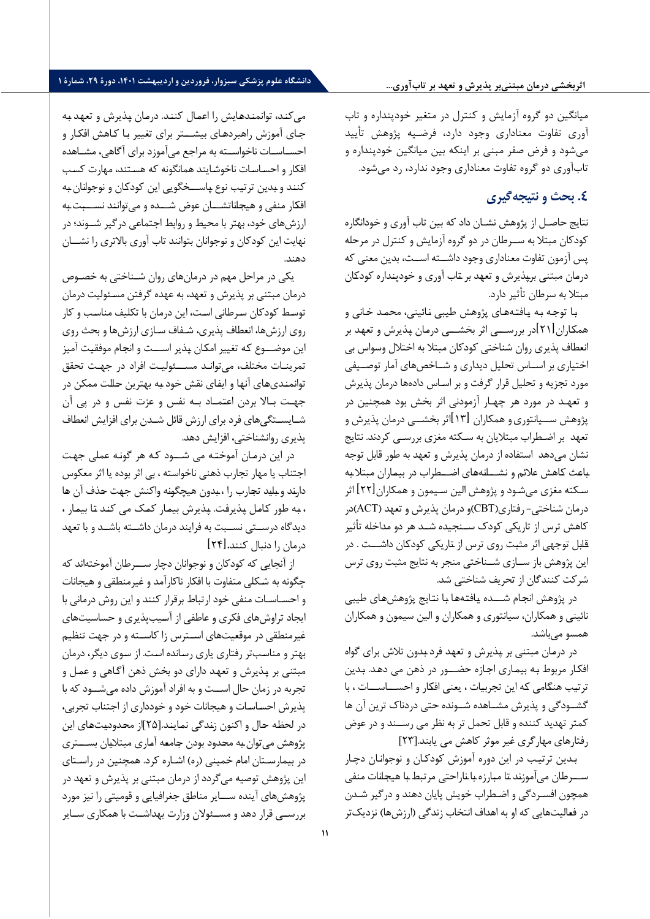میانگین دو گروه آزمایش و کنترل در متغیر خودپنداره و تاب آوری تفاوت معناداری وجود دارد، فرضیه پژوهش تأیید می‌شود و فرض صفر مبنی بر اینکه بین میانگین خودپنداره و تاب‌آوری دو گروه تفاوت معناداری وجود ندارد، رد می‌شود.

## ٤. بحث و نتیجه‌گیری

نتایج حاصل از پژوهش نشان داد که بین تاب آوری و خودانگاره کودکان مبتلا به سرطان در دو گروه آزمایش و کنترل در مرحله پس آزمون تفاوت معناداری وجود داشته است، بدین معنی که درمان مبتنی برپذیرش و تعهد بر تاب آوری و خودپنداره کودکان مبتلا به سرطان تأثیر دارد.

با توجه به یافته‌های پژوهش طیبی نائینی، محمد خانی و همکاران[٢١]در بررسی اثر بخشی درمان پذیرش و تعهد بر انعطاف پذیری روان شناختی کودکان مبتلا به اختلال وسواس بی اختیاری بر اساس تحلیل دیداری و شاخص‌های آمار توصیفی مورد تجزیه و تحلیل قرار گرفت و بر اساس داده‌ها درمان پذیرش و تعهد در مورد هر چهار آزمودنی اثر بخش بود همچنین در پژوهش سیانتوری و همکاران [١٣]اثر بخشی درمان پذیرش و تعهد بر اضطراب مبتلایان به سکته مغزی بررسی کردند. نتایج نشان می‌دهد استفاده از درمان پذیرش و تعهد به طور قابل توجه باعث کاهش علائم و نشانه‌های اضطراب در بیماران مبتلا به سکته مغزی می‌شود و پژوهش الین سیمون و همکاران[٢٢] اثر درمان شناختی- رفتاری(CBT)و درمان پذیرش و تعهد (ACT)در کاهش ترس از تاریکی کودک سنجیده شد هر دو مداخله تأثیر قابل توجهی اثر مثبت روی ترس از تاریکی کودکان داشت . در این پژوهش باز سازی شناختی منجر به نتایج مثبت روی ترس شرکت کنندگان از تحریف شناختی شد.

در پژوهش انجام شده یافته‌ها با نتایج پژوهش‌های طیبی نائینی و همکاران، سیانتوری و همکاران و الین سیمون و همکاران همسو می‌باشد.

در درمان مبتنی بر پذیرش و تعهد فرد بدون تلاش برای گواه افکار مربوط به بیماری اجازه حضور در ذهن می دهد. بدین ترتیب هنگامی که این تجربیات ، یعنی افکار و احساسات ، با گشودگی و پذیرش مشاهده شونده حتی دردناک ترین آن ها کمتر تهدید کننده و قابل تحمل تر به نظر می رسند و در عوض رفتارهای مهارگری غیر موثر کاهش می یابند.[٢٣]

بدین ترتیب در این دوره آموزش کودکان و نوجوانان دچار سرطان می‌آموزند تا مبارزه با ناراحتی مرتبط با هیجانات منفی همچون افسردگی و اضطراب خویش پایان دهند و درگیر شدن در فعالیت‌هایی که او به اهداف انتخاب زندگی (ارزش‌ها) نزدیک‌تر می‌کند، توانمندهایش را اعمال کنند. درمان پذیرش و تعهد به جای آموزش راهبردهای بیشتر برای تغییر یا کاهش افکار و احساسات ناخواسته به مراجع می‌آموزد برای آگاهی، مشاهده افکار و احساسات ناخوشایند همانگونه که هستند، مهارت کسب کنند و بدین ترتیب نوع پاسخگویی این کودکان و نوجوانان به افکار منفی و هیجاناتشان عوض شده و می‌توانند نسبت به ارزش‌های خود، بهتر با محیط و روابط اجتماعی درگیر شوند؛ در نهایت این کودکان و نوجوانان بتوانند تاب آوری بالاتری را نشان دهند.

یکی در مراحل مهم در درمان‌های روان شناختی به خصوص درمان مبتنی بر پذیرش و تعهد، به عهده گرفتن مسئولیت درمان توسط کودکان سرطانی است، این درمان با تکلیف مناسب و کار روی ارزش‌ها، انعطاف پذیری، شفاف سازی ارزش‌ها و بحث روی این موضوع که تغییر امکان پذیر است و انجام موفقیت آمیز تمرینات مختلف، می‌تواند مسئولیت افراد در جهت تحقق توانمندی‌های آنها و ایفای نقش خود به بهترین حالت ممکن در جهت بالا بردن اعتماد به نفس و عزت نفس و در پی آن شایستگی‌های فرد برای ارزش قائل شدن برای افزایش انعطاف پذیری روانشناختی، افزایش دهد.

در این درمان آموخته می شود که هر گونه عملی جهت اجتناب یا مهار تجارب ذهنی ناخواسته ، بی اثر بوده یا اثر معکوس دارند و باید تجارب را ، بدون هیچگونه واکنش جهت حذف آن ها ، به طور کامل پذیرفت. پذیرش بیمار کمک می کند تا بیمار ، دیدگاه درستی نسبت به فرایند درمان داشته باشد و با تعهد درمان را دنبال کنند.[٢٤]

از آنجایی که کودکان و نوجوانان دچار سرطان آموختهاند که چگونه به شکلی متفاوت با افکار ناکارآمد و غیرمنطقی و هیجانات و احساسات منفی خود ارتباط برقرار کنند و این روش درمانی با ایجاد تراوش‌های فکری و عاطفی از آسیب‌پذیری و حساسیت‌های غیرمنطقی در موقعیت‌های استرس زا کاسته و در جهت تنظیم بهتر و مناسب‌تر رفتاری یاری رسانده است. از سوی دیگر، درمان مبتنی بر پذیرش و تعهد دارای دو بخش ذهن آگاهی و عمل و تجربه در زمان حال است و به افراد آموزش داده می‌شود که با پذیرش احساسات و هیجانات خود و خودداری از اجتناب تجربی، در لحظه حال و اکنون زندگی نمایند.[٢٥]از محدودیت‌های این پژوهش می‌توان به محدود بودن جامعه آماری مبتلایان بستری در بیمارستان امام خمینی (ره) اشاره کرد. همچنین در راستای این پژوهش توصیه می‌گردد از درمان مبتنی بر پذیرش و تعهد در پژوهش‌های آینده سایر مناطق جغرافیایی و قومیتی را نیز مورد بررسی قرار دهد و مسئولان وزارت بهداشت با همکاری سایر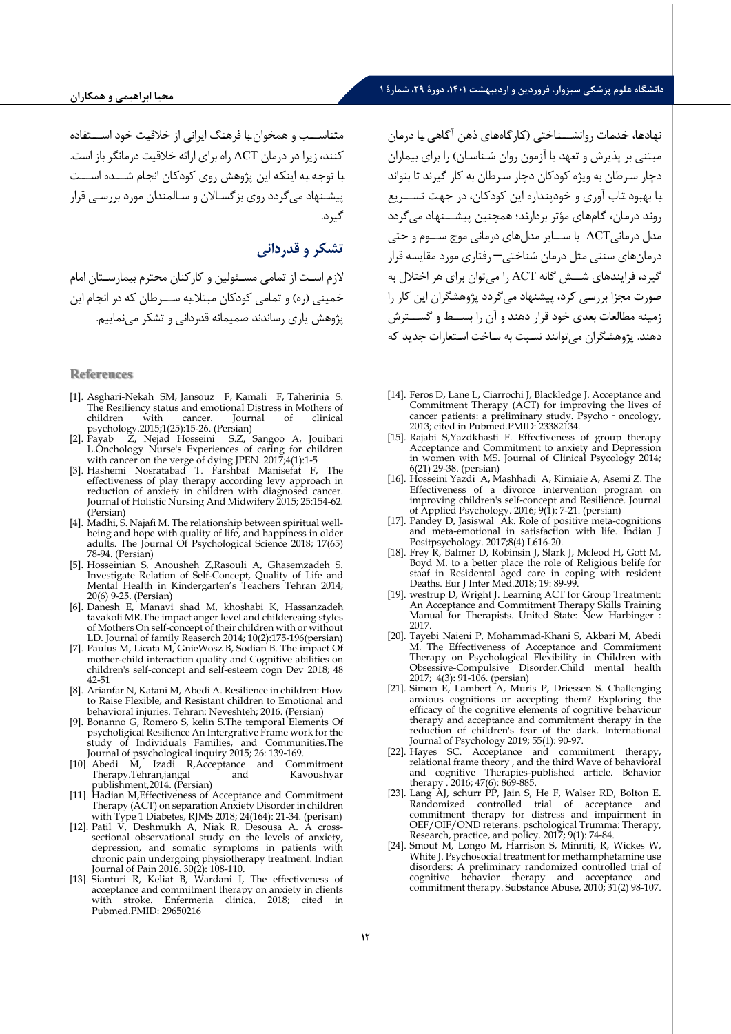نهادها، خدمات روانشـــناختی (کارگاه‌های ذهن آگاهی یا درمان مبتنی بر پذیرش و تعهد یا آزمون روان شـناسان) را برای بیماران دچار سـرطان به ویژه کودکان دچار سـرطان به کار گیرند تا بتواند با بهبود تاب آوری و خودپنداره این کودکان، در جهت تســـریع روند درمان، گام‌های مؤثر بردارند؛ همچنین پیشـــنهاد می‌گردد مدل درمانیACT با ســایر مدل‌های درمانی موج ســوم و حتی درمان‌های سنتی مثل درمان شناختی-رفتاری مورد مقایسه قرار گیرد، فرایندهای شــش گانه ACT را می‌توان برای هر اختلال به صورت مجزا بررسی کرد، پیشنهاد می‌گردد پژوهشگران این کار را زمینه مطالعات بعدی خود قرار دهند و آن را بســط و گســترش دهند. پژوهشگران می‌توانند نسبت به ساخت استعارات جدید که متناســب و همخوان با فرهنگ ایرانی از خلاقیت خود اســتفاده کنند، زیرا در درمان ACT راه برای ارائه خلاقیت درمانگر باز است. با توجه به اینکه این پژوهش روی کودکان انجام شــده اســت پیشـنهاد می‌گردد روی بزگسـالان و سـالمندان مورد بررسـی قرار گیرد.

## تشکر و قدردانی

لازم اسـت از تمامی مسـئولین و کارکنان محترم بیمارسـتان امام خمینی (ره) و تمامی کودکان مبتلابه ســرطان که در انجام این پژوهش یاری رساندند صمیمانه قدردانی و تشکر می‌نماییم.

## References

[1]. Asghari-Nekah SM, Jansouz F, Kamali F, Taherinia S. The Resiliency status and emotional Distress in Mothers of children with cancer. Journal of clinical psychology.2015;1(25):15-26. (Persian)

[2]. Payab Z, Nejad Hosseini S.Z, Sangoo A, Jouibari L.Önchology Nurse's Experiences of caring for children with cancer on the verge of dying.JPEN. 2017;4(1):1-5

[3]. Hashemi Nosratabad T. Farshbaf Manisefat F, The effectiveness of play therapy according levy approach in reduction of anxiety in children with diagnosed cancer. Journal of Holistic Nursing And Midwifery 2015; 25:154-62. (Persian)

[4]. Madhi, S. Najafi M. The relationship between spiritual well-being and hope with quality of life, and happiness in older adults. The Journal Of Psychological Science 2018; 17(65) 78-94. (Persian)

[5]. Hosseinian S, Anousheh Z,Rasouli A, Ghasemzadeh S. Investigate Relation of Self-Concept, Quality of Life and Mental Health in Kindergarten's Teachers Tehran 2014; 20(6) 9-25. (Persian)

[6]. Danesh E, Manavi shad M, khoshabi K, Hassanzadeh tavakoli MR.The impact anger level and childereaing styles of Mothers On self-concept of their children with or without LD. Journal of family Reaserch 2014; 10(2):175-196(persian)

[7]. Paulus M, Licata M, GnieWosz B, Sodian B. The impact Of mother-child interaction quality and Cognitive abilities on children's self-concept and self-esteem cogn Dev 2018; 48 42-51

[8]. Arianfar N, Katani M, Abedi A. Resilience in children: How to Raise Flexible, and Resistant children to Emotional and behavioral injuries. Tehran: Neveshteh; 2016. (Persian)

[9]. Bonanno G, Romero S, kelin S.The temporal Elements Of psycholigical Resilience An Intergrative Frame work for the study of Individuals Families, and Communities.The Journal of psychological inquiry 2015; 26: 139-169.

[10]. Abedi M, Izadi R,Acceptance and Commitment Therapy.Tehran,jangal and Kavoushyar publishment,2014. (Persian)

[11]. Hadian M,Effectiveness of Acceptance and Commitment Therapy (ACT) on separation Anxiety Disorder in children with Type 1 Diabetes, RJMS 2018; 24(164): 21-34. (perisan)

[12]. Patil V, Deshmukh A, Niak R, Desousa A. A cross-sectional observational study on the levels of anxiety, depression, and somatic symptoms in patients with chronic pain undergoing physiotherapy treatment. Indian Journal of Pain 2016. 30(2): 108-110.

[13]. Sianturi R, Keliat B, Wardani I, The effectiveness of acceptance and commitment therapy on anxiety in clients with stroke. Enfermeria clinica, 2018; cited in Pubmed.PMID: 29650216

[14]. Feros D, Lane L, Ciarrochi J, Blackledge J. Acceptance and Commitment Therapy (ACT) for improving the lives of cancer patients: a preliminary study. Psycho - oncology, 2013; cited in Pubmed.PMID: 23382134.

[15]. Rajabi S,Yazdkhasti F. Effectiveness of group therapy Acceptance and Commitment to anxiety and Depression in women with MS. Journal of Clinical Psycology 2014; 6(21) 29-38. (persian)

[16]. Hosseini Yazdi A, Mashhadi A, Kimiaie A, Asemi Z. The Effectiveness of a divorce intervention program on improving children's self-concept and Resilience. Journal of Applied Psychology. 2016; 9(1): 7-21. (persian)

[17]. Pandey D, Jasiswal Ak. Role of positive meta-cognitions and meta-emotional in satisfaction with life. Indian J Positpsychology. 2017;8(4) L616-20.

[18]. Frey R, Balmer D, Robinsin J, Slark J, Mcleod H, Gott M, Boyd M. to a better place the role of Religious belife for staaf in Residental aged care in coping with resident Deaths. Eur J Inter Med.2018; 19: 89-99.

[19]. westrup D, Wright J. Learning ACT for Group Treatment: An Acceptance and Commitment Therapy Skills Training Manual for Therapists. United State: New Harbinger : 2017.

[20]. Tayebi Naieni P, Mohammad-Khani S, Akbari M, Abedi M. The Effectiveness of Acceptance and Commitment Therapy on Psychological Flexibility in Children with Obsessive-Compulsive Disorder.Child mental health 2017; 4(3): 91-106. (persian)

[21]. Simon E, Lambert A, Muris P, Driessen S. Challenging anxious cognitions or accepting them? Exploring the efficacy of the cognitive elements of cognitive behaviour therapy and acceptance and commitment therapy in the reduction of children's fear of the dark. International Journal of Psychology 2019; 55(1): 90-97.

[22]. Hayes SC. Acceptance and commitment therapy, relational frame theory , and the third Wave of behavioral and cognitive Therapies-published article. Behavior therapy . 2016; 47(6): 869-885.

[23]. Lang AJ, schurr PP, Jain S, He F, Walser RD, Bolton E. Randomized controlled trial of acceptance and commitment therapy for distress and impairment in OEF/OIF/OND reterans. pschological Trumma: Therapy, Research, practice, and policy. 2017; 9(1): 74-84.

[24]. Smout M, Longo M, Harrison S, Minniti, R, Wickes W, White J. Psychosocial treatment for methamphetamine use disorders: A preliminary randomized controlled trial of cognitive behavior therapy and acceptance and commitment therapy. Substance Abuse, 2010; 31(2) 98-107.